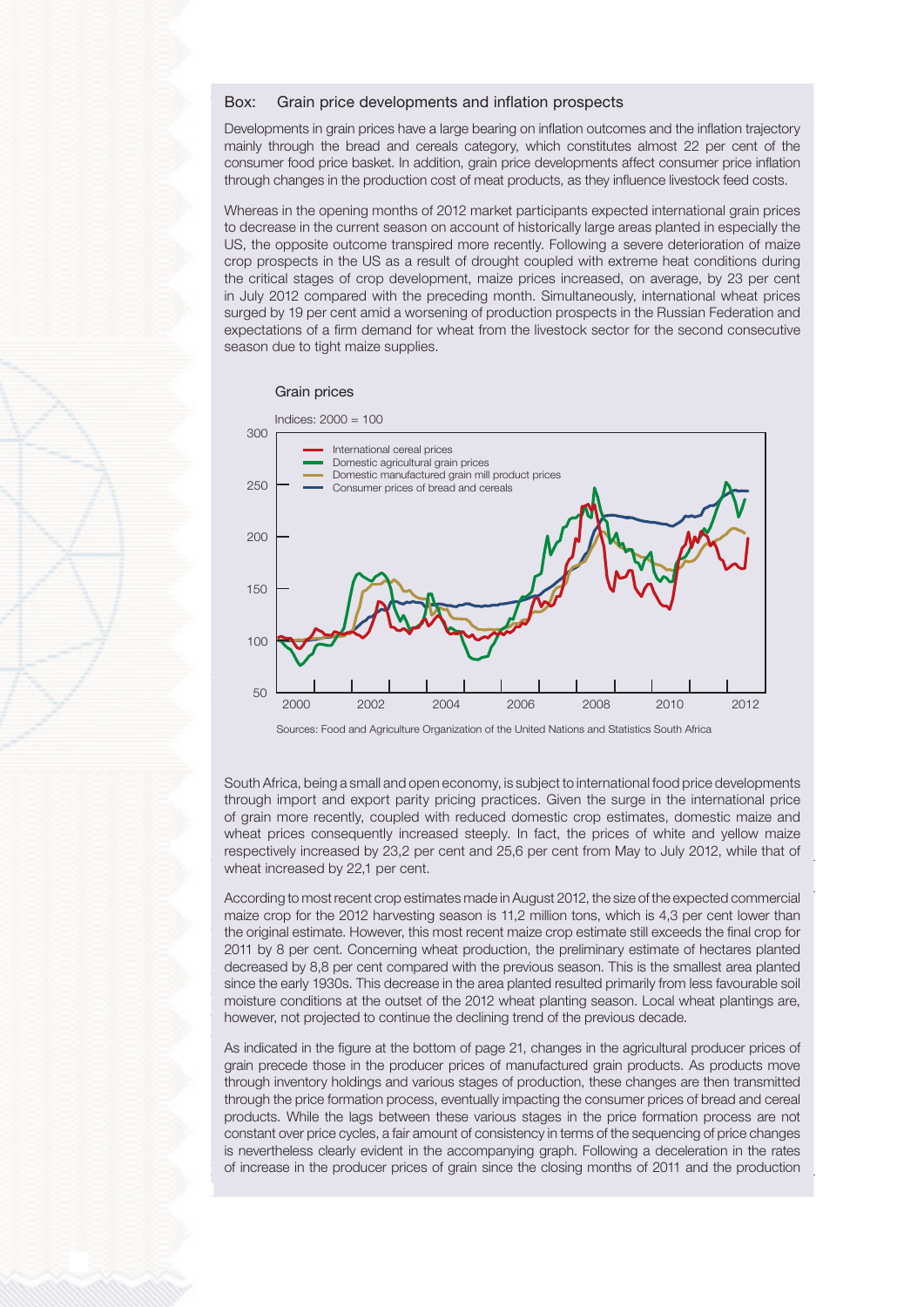## Box: Grain price developments and inflation prospects

Developments in grain prices have a large bearing on inflation outcomes and the inflation trajectory mainly through the bread and cereals category, which constitutes almost 22 per cent of the consumer food price basket. In addition, grain price developments affect consumer price inflation through changes in the production cost of meat products, as they influence livestock feed costs.

Whereas in the opening months of 2012 market participants expected international grain prices to decrease in the current season on account of historically large areas planted in especially the US, the opposite outcome transpired more recently. Following a severe deterioration of maize crop prospects in the US as a result of drought coupled with extreme heat conditions during the critical stages of crop development, maize prices increased, on average, by 23 per cent in July 2012 compared with the preceding month. Simultaneously, international wheat prices surged by 19 per cent amid a worsening of production prospects in the Russian Federation and expectations of a firm demand for wheat from the livestock sector for the second consecutive season due to tight maize supplies.

### Grain prices

Indices: 2000 = 100

- International cereal prices
- Domestic agricultural grain prices
- Domestic manufactured grain mill product prices
- Consumer prices of bread and cereals

Sources: Food and Agriculture Organization of the United Nations and Statistics South Africa

South Africa, being a small and open economy, is subject to international food price developments through import and export parity pricing practices. Given the surge in the international price of grain more recently, coupled with reduced domestic crop estimates, domestic maize and wheat prices consequently increased steeply. In fact, the prices of white and yellow maize respectively increased by 23,2 per cent and 25,6 per cent from May to July 2012, while that of wheat increased by 22,1 per cent.

According to most recent crop estimates made in August 2012, the size of the expected commercial maize crop for the 2012 harvesting season is 11,2 million tons, which is 4,3 per cent lower than the original estimate. However, this most recent maize crop estimate still exceeds the final crop for 2011 by 8 per cent. Concerning wheat production, the preliminary estimate of hectares planted decreased by 8,8 per cent compared with the previous season. This is the smallest area planted since the early 1930s. This decrease in the area planted resulted primarily from less favourable soil moisture conditions at the outset of the 2012 wheat planting season. Local wheat plantings are, however, not projected to continue the declining trend of the previous decade.

As indicated in the figure at the bottom of page 21, changes in the agricultural producer prices of grain precede those in the producer prices of manufactured grain products. As products move through inventory holdings and various stages of production, these changes are then transmitted through the price formation process, eventually impacting the consumer prices of bread and cereal products. While the lags between these various stages in the price formation process are not constant over price cycles, a fair amount of consistency in terms of the sequencing of price changes is nevertheless clearly evident in the accompanying graph. Following a deceleration in the rates of increase in the producer prices of grain since the closing months of 2011 and the production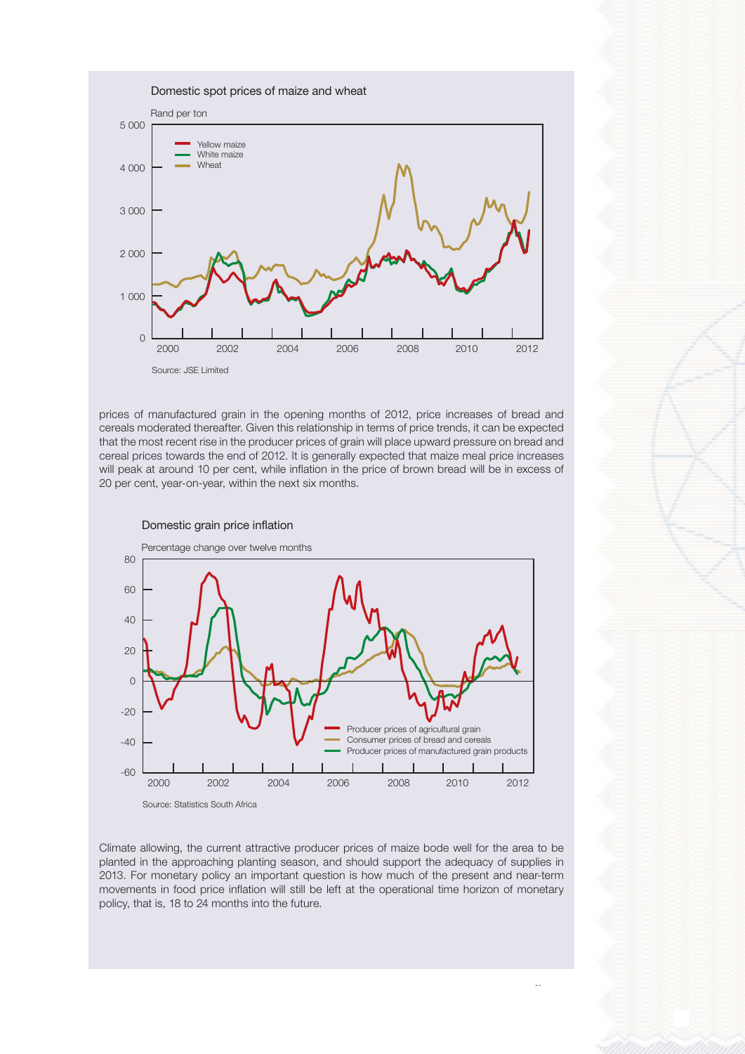Domestic spot prices of maize and wheat

Rand per ton

5 000

4 000

3 000

2 000

1 000

0

2000 2002 2004 2006 2008 2010 2012

Yellow maize
White maize
Wheat

Source: JSE Limited

prices of manufactured grain in the opening months of 2012, price increases of bread and cereals moderated thereafter. Given this relationship in terms of price trends, it can be expected that the most recent rise in the producer prices of grain will place upward pressure on bread and cereal prices towards the end of 2012. It is generally expected that maize meal price increases will peak at around 10 per cent, while inflation in the price of brown bread will be in excess of 20 per cent, year-on-year, within the next six months.

Domestic grain price inflation

Percentage change over twelve months

80

60

40

20

0

-20

-40

-60

2000 2002 2004 2006 2008 2010 2012

Producer prices of agricultural grain
Consumer prices of bread and cereals
Producer prices of manufactured grain products

Source: Statistics South Africa

Climate allowing, the current attractive producer prices of maize bode well for the area to be planted in the approaching planting season, and should support the adequacy of supplies in 2013. For monetary policy an important question is how much of the present and near-term movements in food price inflation will still be left at the operational time horizon of monetary policy, that is, 18 to 24 months into the future.